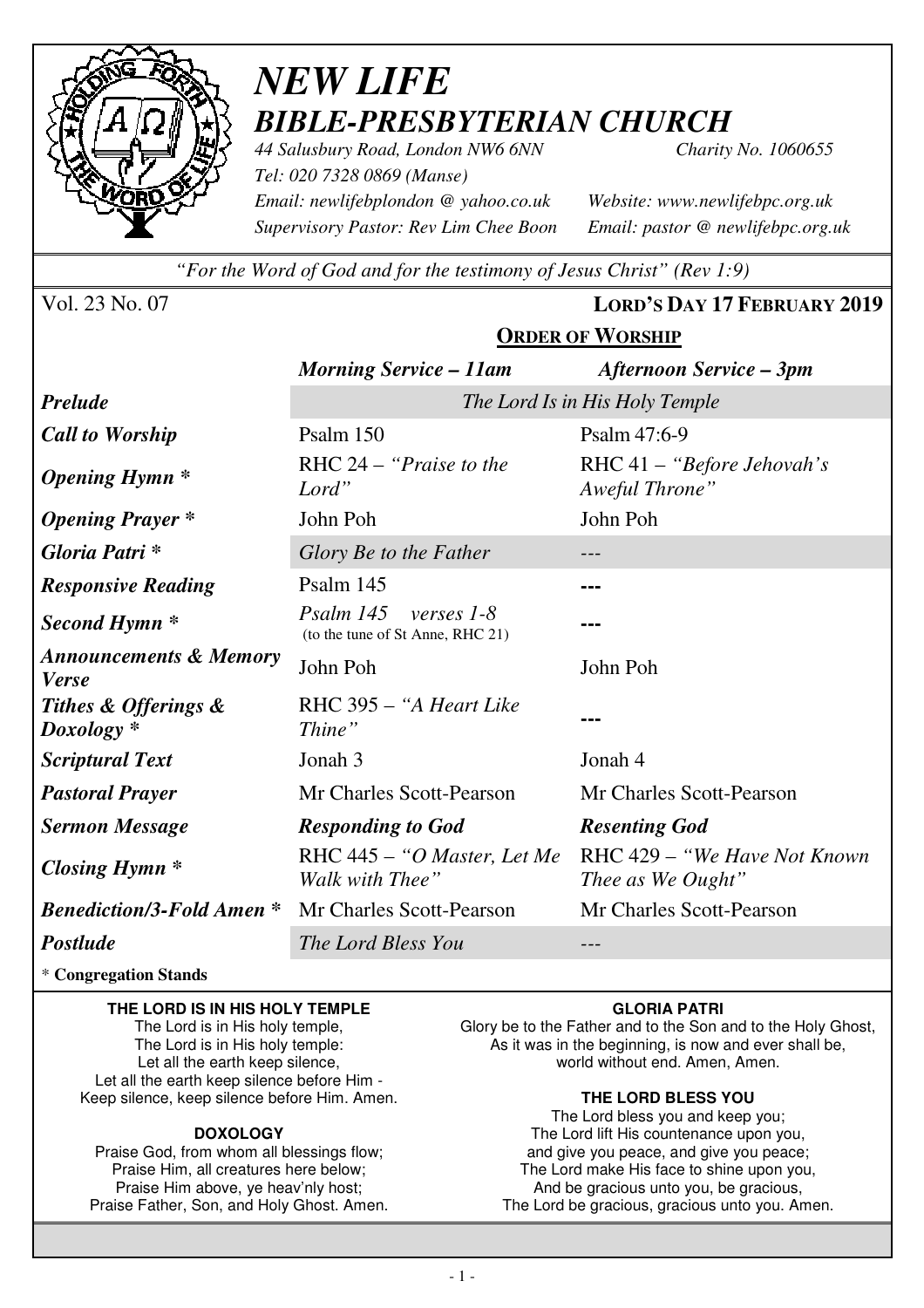# *NEW LIFE*
## *BIBLE-PRESBYTERIAN CHURCH*

*44 Salusbury Road, London NW6 6NN* *Charity No. 1060655*
*Tel: 020 7328 0869 (Manse)*
*Email: newlifebplondon @ yahoo.co.uk* *Website: www.newlifebpc.org.uk*
*Supervisory Pastor: Rev Lim Chee Boon* *Email: pastor @ newlifebpc.org.uk*

*"For the Word of God and for the testimony of Jesus Christ" (Rev 1:9)*

Vol. 23 No. 07 **LORD'S DAY 17 FEBRUARY 2019**

## ORDER OF WORSHIP

| | *Morning Service – 11am* | *Afternoon Service – 3pm* |
|---|---|---|
| ***Prelude*** | *The Lord Is in His Holy Temple* | |
| ***Call to Worship*** | Psalm 150 | Psalm 47:6-9 |
| ***Opening Hymn **** | RHC 24 – *"Praise to the Lord"* | RHC 41 – *"Before Jehovah's Aweful Throne"* |
| ***Opening Prayer **** | John Poh | John Poh |
| ***Gloria Patri **** | *Glory Be to the Father* | --- |
| ***Responsive Reading*** | Psalm 145 | --- |
| ***Second Hymn **** | *Psalm 145 verses 1-8* (to the tune of St Anne, RHC 21) | --- |
| ***Announcements & Memory Verse*** | John Poh | John Poh |
| ***Tithes & Offerings & Doxology **** | RHC 395 – *"A Heart Like Thine"* | --- |
| ***Scriptural Text*** | Jonah 3 | Jonah 4 |
| ***Pastoral Prayer*** | Mr Charles Scott-Pearson | Mr Charles Scott-Pearson |
| ***Sermon Message*** | ***Responding to God*** | ***Resenting God*** |
| ***Closing Hymn **** | RHC 445 – *"O Master, Let Me Walk with Thee"* | RHC 429 – *"We Have Not Known Thee as We Ought"* |
| ***Benediction/3-Fold Amen **** | Mr Charles Scott-Pearson | Mr Charles Scott-Pearson |
| ***Postlude*** | *The Lord Bless You* | --- |

\* **Congregation Stands**

**THE LORD IS IN HIS HOLY TEMPLE**

The Lord is in His holy temple,
The Lord is in His holy temple:
Let all the earth keep silence,
Let all the earth keep silence before Him -
Keep silence, keep silence before Him. Amen.

**DOXOLOGY**

Praise God, from whom all blessings flow;
Praise Him, all creatures here below;
Praise Him above, ye heav'nly host;
Praise Father, Son, and Holy Ghost. Amen.

**GLORIA PATRI**

Glory be to the Father and to the Son and to the Holy Ghost,
As it was in the beginning, is now and ever shall be,
world without end. Amen, Amen.

**THE LORD BLESS YOU**

The Lord bless you and keep you;
The Lord lift His countenance upon you,
and give you peace, and give you peace;
The Lord make His face to shine upon you,
And be gracious unto you, be gracious,
The Lord be gracious, gracious unto you. Amen.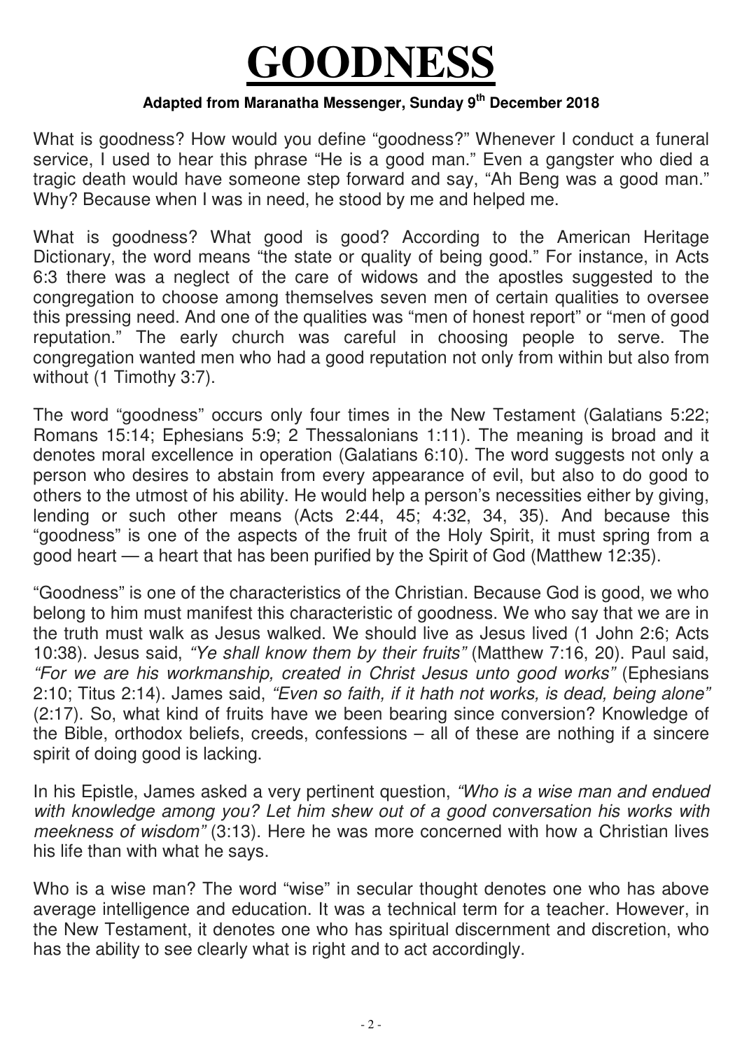# GOODNESS

**Adapted from Maranatha Messenger, Sunday 9th December 2018**

What is goodness? How would you define "goodness?" Whenever I conduct a funeral service, I used to hear this phrase "He is a good man." Even a gangster who died a tragic death would have someone step forward and say, "Ah Beng was a good man." Why? Because when I was in need, he stood by me and helped me.

What is goodness? What good is good? According to the American Heritage Dictionary, the word means "the state or quality of being good." For instance, in Acts 6:3 there was a neglect of the care of widows and the apostles suggested to the congregation to choose among themselves seven men of certain qualities to oversee this pressing need. And one of the qualities was "men of honest report" or "men of good reputation." The early church was careful in choosing people to serve. The congregation wanted men who had a good reputation not only from within but also from without (1 Timothy 3:7).

The word "goodness" occurs only four times in the New Testament (Galatians 5:22; Romans 15:14; Ephesians 5:9; 2 Thessalonians 1:11). The meaning is broad and it denotes moral excellence in operation (Galatians 6:10). The word suggests not only a person who desires to abstain from every appearance of evil, but also to do good to others to the utmost of his ability. He would help a person's necessities either by giving, lending or such other means (Acts 2:44, 45; 4:32, 34, 35). And because this "goodness" is one of the aspects of the fruit of the Holy Spirit, it must spring from a good heart — a heart that has been purified by the Spirit of God (Matthew 12:35).

"Goodness" is one of the characteristics of the Christian. Because God is good, we who belong to him must manifest this characteristic of goodness. We who say that we are in the truth must walk as Jesus walked. We should live as Jesus lived (1 John 2:6; Acts 10:38). Jesus said, *"Ye shall know them by their fruits"* (Matthew 7:16, 20). Paul said, *"For we are his workmanship, created in Christ Jesus unto good works"* (Ephesians 2:10; Titus 2:14). James said, *"Even so faith, if it hath not works, is dead, being alone"* (2:17). So, what kind of fruits have we been bearing since conversion? Knowledge of the Bible, orthodox beliefs, creeds, confessions – all of these are nothing if a sincere spirit of doing good is lacking.

In his Epistle, James asked a very pertinent question, *"Who is a wise man and endued with knowledge among you? Let him shew out of a good conversation his works with meekness of wisdom"* (3:13). Here he was more concerned with how a Christian lives his life than with what he says.

Who is a wise man? The word "wise" in secular thought denotes one who has above average intelligence and education. It was a technical term for a teacher. However, in the New Testament, it denotes one who has spiritual discernment and discretion, who has the ability to see clearly what is right and to act accordingly.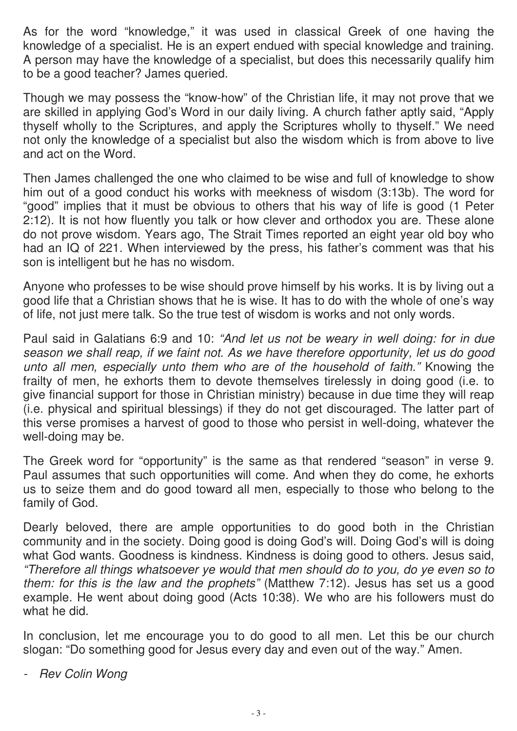As for the word "knowledge," it was used in classical Greek of one having the knowledge of a specialist. He is an expert endued with special knowledge and training. A person may have the knowledge of a specialist, but does this necessarily qualify him to be a good teacher? James queried.

Though we may possess the "know-how" of the Christian life, it may not prove that we are skilled in applying God's Word in our daily living. A church father aptly said, "Apply thyself wholly to the Scriptures, and apply the Scriptures wholly to thyself." We need not only the knowledge of a specialist but also the wisdom which is from above to live and act on the Word.

Then James challenged the one who claimed to be wise and full of knowledge to show him out of a good conduct his works with meekness of wisdom (3:13b). The word for "good" implies that it must be obvious to others that his way of life is good (1 Peter 2:12). It is not how fluently you talk or how clever and orthodox you are. These alone do not prove wisdom. Years ago, The Strait Times reported an eight year old boy who had an IQ of 221. When interviewed by the press, his father's comment was that his son is intelligent but he has no wisdom.

Anyone who professes to be wise should prove himself by his works. It is by living out a good life that a Christian shows that he is wise. It has to do with the whole of one's way of life, not just mere talk. So the true test of wisdom is works and not only words.

Paul said in Galatians 6:9 and 10: *"And let us not be weary in well doing: for in due season we shall reap, if we faint not. As we have therefore opportunity, let us do good unto all men, especially unto them who are of the household of faith."* Knowing the frailty of men, he exhorts them to devote themselves tirelessly in doing good (i.e. to give financial support for those in Christian ministry) because in due time they will reap (i.e. physical and spiritual blessings) if they do not get discouraged. The latter part of this verse promises a harvest of good to those who persist in well-doing, whatever the well-doing may be.

The Greek word for "opportunity" is the same as that rendered "season" in verse 9. Paul assumes that such opportunities will come. And when they do come, he exhorts us to seize them and do good toward all men, especially to those who belong to the family of God.

Dearly beloved, there are ample opportunities to do good both in the Christian community and in the society. Doing good is doing God's will. Doing God's will is doing what God wants. Goodness is kindness. Kindness is doing good to others. Jesus said, *"Therefore all things whatsoever ye would that men should do to you, do ye even so to them: for this is the law and the prophets"* (Matthew 7:12). Jesus has set us a good example. He went about doing good (Acts 10:38). We who are his followers must do what he did.

In conclusion, let me encourage you to do good to all men. Let this be our church slogan: "Do something good for Jesus every day and even out of the way." Amen.

- *Rev Colin Wong*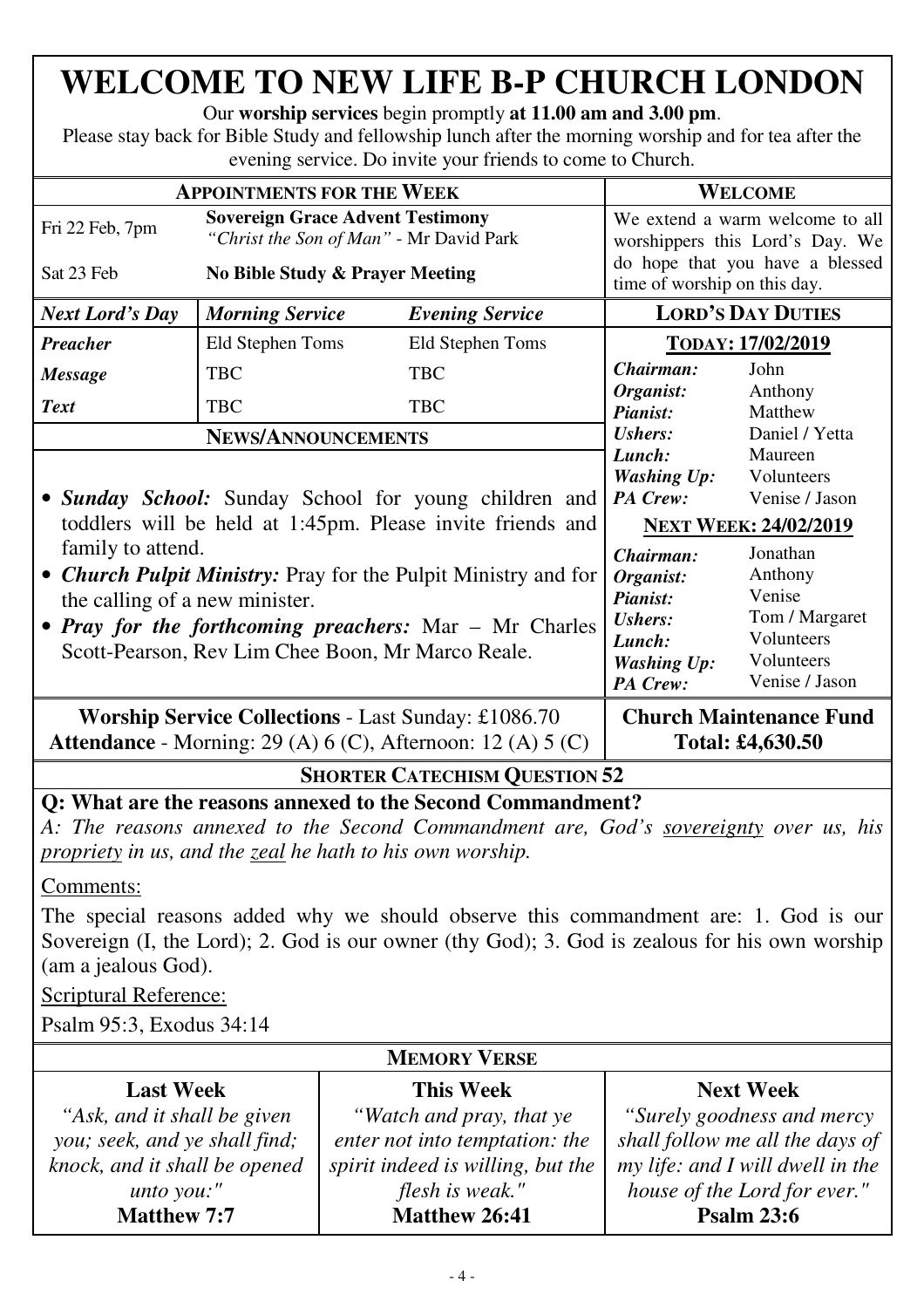# WELCOME TO NEW LIFE B-P CHURCH LONDON

Our **worship services** begin promptly **at 11.00 am and 3.00 pm**.
Please stay back for Bible Study and fellowship lunch after the morning worship and for tea after the evening service. Do invite your friends to come to Church.

## APPOINTMENTS FOR THE WEEK

| | | |
|---|---|---|
| Fri 22 Feb, 7pm | **Sovereign Grace Advent Testimony** *"Christ the Son of Man"* - Mr David Park | |
| Sat 23 Feb | **No Bible Study & Prayer Meeting** | |
| ***Next Lord's Day*** | ***Morning Service*** | ***Evening Service*** |
| ***Preacher*** | Eld Stephen Toms | Eld Stephen Toms |
| ***Message*** | TBC | TBC |
| ***Text*** | TBC | TBC |

## WELCOME

We extend a warm welcome to all worshippers this Lord's Day. We do hope that you have a blessed time of worship on this day.

## LORD'S DAY DUTIES

**TODAY: 17/02/2019**

| | |
|---|---|
| ***Chairman:*** | John |
| ***Organist:*** | Anthony |
| ***Pianist:*** | Matthew |
| ***Ushers:*** | Daniel / Yetta |
| ***Lunch:*** | Maureen |
| ***Washing Up:*** | Volunteers |
| ***PA Crew:*** | Venise / Jason |

**NEXT WEEK: 24/02/2019**

| | |
|---|---|
| ***Chairman:*** | Jonathan |
| ***Organist:*** | Anthony |
| ***Pianist:*** | Venise |
| ***Ushers:*** | Tom / Margaret |
| ***Lunch:*** | Volunteers |
| ***Washing Up:*** | Volunteers |
| ***PA Crew:*** | Venise / Jason |

## NEWS/ANNOUNCEMENTS

- ***Sunday School:*** Sunday School for young children and toddlers will be held at 1:45pm. Please invite friends and family to attend.
- ***Church Pulpit Ministry:*** Pray for the Pulpit Ministry and for the calling of a new minister.
- ***Pray for the forthcoming preachers:*** Mar – Mr Charles Scott-Pearson, Rev Lim Chee Boon, Mr Marco Reale.

**Worship Service Collections** - Last Sunday: £1086.70
**Attendance** - Morning: 29 (A) 6 (C), Afternoon: 12 (A) 5 (C)

**Church Maintenance Fund**
**Total: £4,630.50**

## SHORTER CATECHISM QUESTION 52

**Q: What are the reasons annexed to the Second Commandment?**

*A: The reasons annexed to the Second Commandment are, God's sovereignty over us, his propriety in us, and the zeal he hath to his own worship.*

Comments:

The special reasons added why we should observe this commandment are: 1. God is our Sovereign (I, the Lord); 2. God is our owner (thy God); 3. God is zealous for his own worship (am a jealous God).

Scriptural Reference:

Psalm 95:3, Exodus 34:14

## MEMORY VERSE

| Last Week | This Week | Next Week |
|---|---|---|
| *"Ask, and it shall be given you; seek, and ye shall find; knock, and it shall be opened unto you:"* **Matthew 7:7** | *"Watch and pray, that ye enter not into temptation: the spirit indeed is willing, but the flesh is weak."* **Matthew 26:41** | *"Surely goodness and mercy shall follow me all the days of my life: and I will dwell in the house of the Lord for ever."* **Psalm 23:6** |